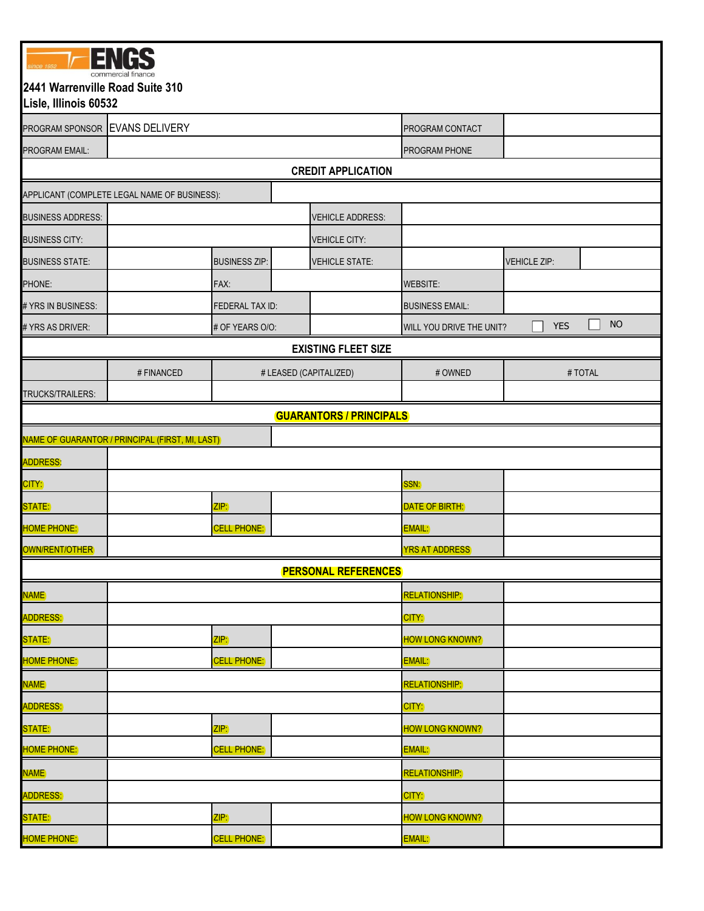ENGS commercial finance since 1952

**2441 Warrenville Road Suite 310**
**Lisle, Illinois 60532**

| | | | |
|---|---|---|---|
| PROGRAM SPONSOR | EVANS DELIVERY | PROGRAM CONTACT | |
| PROGRAM EMAIL: | | PROGRAM PHONE | |

## CREDIT APPLICATION

| | | | | | | | |
|---|---|---|---|---|---|---|---|
| APPLICANT (COMPLETE LEGAL NAME OF BUSINESS): | | | | | | | |
| BUSINESS ADDRESS: | | | | VEHICLE ADDRESS: | | | |
| BUSINESS CITY: | | | | VEHICLE CITY: | | | |
| BUSINESS STATE: | | BUSINESS ZIP: | | VEHICLE STATE: | | VEHICLE ZIP: | |
| PHONE: | | FAX: | | WEBSITE: | | | |
| # YRS IN BUSINESS: | | FEDERAL TAX ID: | | BUSINESS EMAIL: | | | |
| # YRS AS DRIVER: | | # OF YEARS O/O: | | WILL YOU DRIVE THE UNIT? | ☐ YES | ☐ NO | |

## EXISTING FLEET SIZE

| | # FINANCED | # LEASED (CAPITALIZED) | # OWNED | # TOTAL |
|---|---|---|---|---|
| TRUCKS/TRAILERS: | | | | |

## GUARANTORS / PRINCIPALS

| | | | | | |
|---|---|---|---|---|---|
| NAME OF GUARANTOR / PRINCIPAL (FIRST, MI, LAST) | | | | | |
| ADDRESS: | | | | | |
| CITY: | | | | SSN: | |
| STATE: | | ZIP: | | DATE OF BIRTH: | |
| HOME PHONE: | | CELL PHONE: | | EMAIL: | |
| OWN/RENT/OTHER | | | | YRS AT ADDRESS | |

## PERSONAL REFERENCES

| | | | | | |
|---|---|---|---|---|---|
| NAME | | | | RELATIONSHIP: | |
| ADDRESS: | | | | CITY: | |
| STATE: | | ZIP: | | HOW LONG KNOWN? | |
| HOME PHONE: | | CELL PHONE: | | EMAIL: | |
| NAME | | | | RELATIONSHIP: | |
| ADDRESS: | | | | CITY: | |
| STATE: | | ZIP: | | HOW LONG KNOWN? | |
| HOME PHONE: | | CELL PHONE: | | EMAIL: | |
| NAME | | | | RELATIONSHIP: | |
| ADDRESS: | | | | CITY: | |
| STATE: | | ZIP: | | HOW LONG KNOWN? | |
| HOME PHONE: | | CELL PHONE: | | EMAIL: | |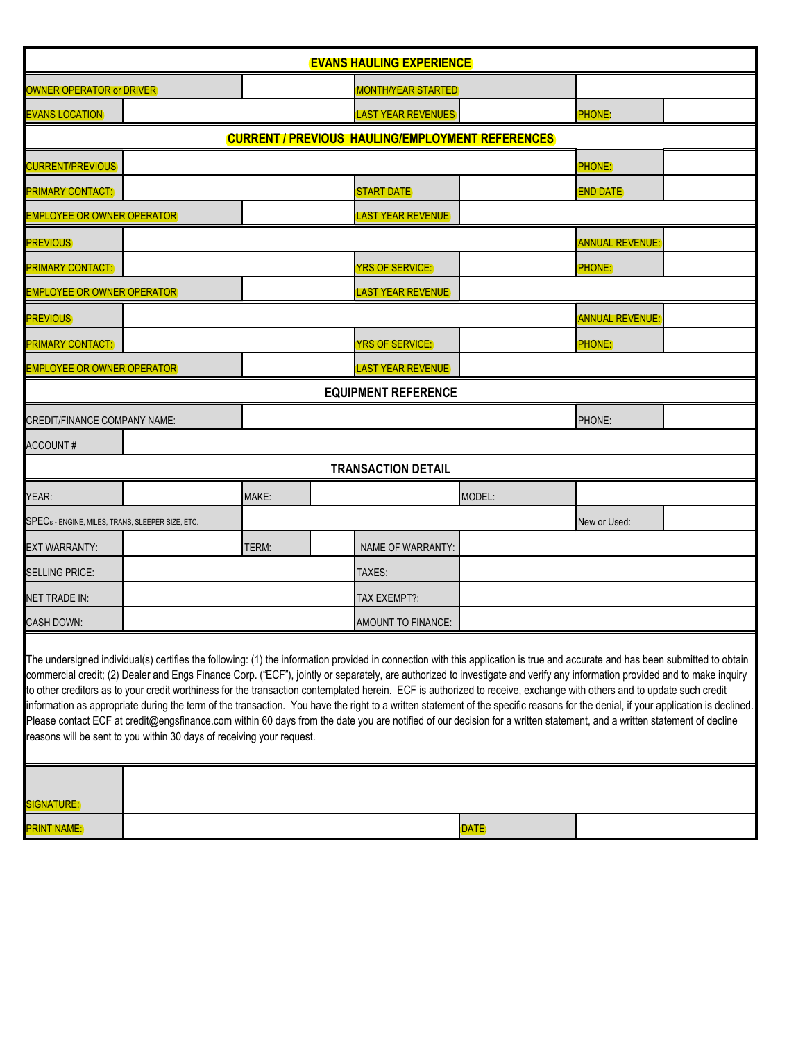## EVANS HAULING EXPERIENCE

| | | | | | |
|---|---|---|---|---|---|
| OWNER OPERATOR or DRIVER | | MONTH/YEAR STARTED | | | |
| EVANS LOCATION | | LAST YEAR REVENUES | | PHONE: | |

## CURRENT / PREVIOUS HAULING/EMPLOYMENT REFERENCES

| | | | | | |
|---|---|---|---|---|---|
| CURRENT/PREVIOUS | | | | PHONE: | |
| PRIMARY CONTACT: | | START DATE | | END DATE | |
| EMPLOYEE OR OWNER OPERATOR | | LAST YEAR REVENUE | | | |
| PREVIOUS | | | | ANNUAL REVENUE: | |
| PRIMARY CONTACT: | | YRS OF SERVICE: | | PHONE: | |
| EMPLOYEE OR OWNER OPERATOR | | LAST YEAR REVENUE | | | |
| PREVIOUS | | | | ANNUAL REVENUE: | |
| PRIMARY CONTACT: | | YRS OF SERVICE: | | PHONE: | |
| EMPLOYEE OR OWNER OPERATOR | | LAST YEAR REVENUE | | | |

## EQUIPMENT REFERENCE

| | | | |
|---|---|---|---|
| CREDIT/FINANCE COMPANY NAME: | | PHONE: | |
| ACCOUNT # | | | |

## TRANSACTION DETAIL

| | | | | | |
|---|---|---|---|---|---|
| YEAR: | | MAKE: | | MODEL: | |
| SPECs - ENGINE, MILES, TRANS, SLEEPER SIZE, ETC. | | | | New or Used: | |
| EXT WARRANTY: | | TERM: | | NAME OF WARRANTY: | |
| SELLING PRICE: | | TAXES: | | | |
| NET TRADE IN: | | TAX EXEMPT?: | | | |
| CASH DOWN: | | AMOUNT TO FINANCE: | | | |

The undersigned individual(s) certifies the following: (1) the information provided in connection with this application is true and accurate and has been submitted to obtain commercial credit; (2) Dealer and Engs Finance Corp. ("ECF"), jointly or separately, are authorized to investigate and verify any information provided and to make inquiry to other creditors as to your credit worthiness for the transaction contemplated herein. ECF is authorized to receive, exchange with others and to update such credit information as appropriate during the term of the transaction. You have the right to a written statement of the specific reasons for the denial, if your application is declined. Please contact ECF at credit@engsfinance.com within 60 days from the date you are notified of our decision for a written statement, and a written statement of decline reasons will be sent to you within 30 days of receiving your request.

| | | | |
|---|---|---|---|
| SIGNATURE: | | | |
| PRINT NAME: | | DATE: | |